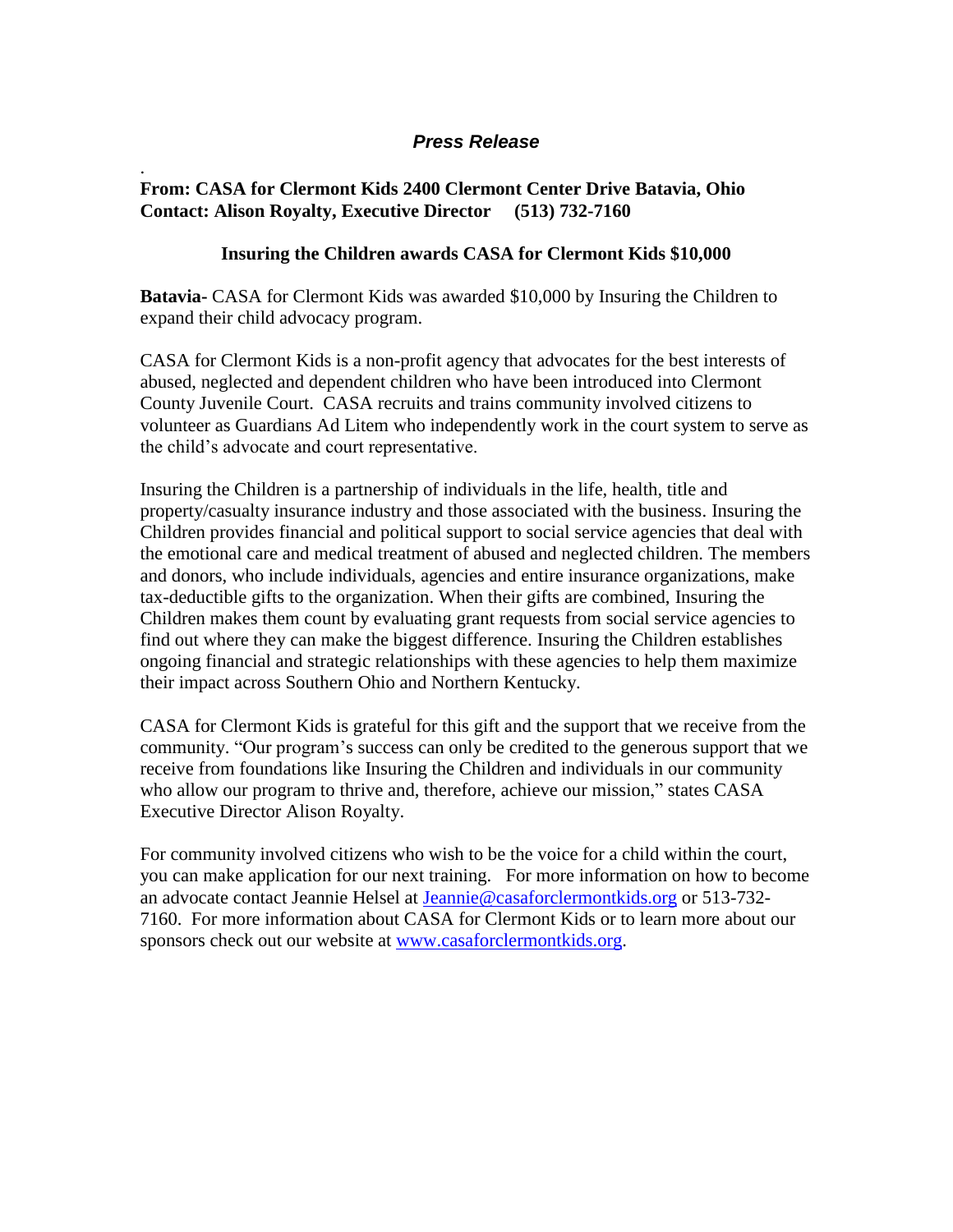***Press Release***

.

**From: CASA for Clermont Kids 2400 Clermont Center Drive Batavia, Ohio**
**Contact: Alison Royalty, Executive Director (513) 732-7160**

**Insuring the Children awards CASA for Clermont Kids $10,000**

**Batavia-** CASA for Clermont Kids was awarded $10,000 by Insuring the Children to expand their child advocacy program.

CASA for Clermont Kids is a non-profit agency that advocates for the best interests of abused, neglected and dependent children who have been introduced into Clermont County Juvenile Court. CASA recruits and trains community involved citizens to volunteer as Guardians Ad Litem who independently work in the court system to serve as the child's advocate and court representative.

Insuring the Children is a partnership of individuals in the life, health, title and property/casualty insurance industry and those associated with the business. Insuring the Children provides financial and political support to social service agencies that deal with the emotional care and medical treatment of abused and neglected children. The members and donors, who include individuals, agencies and entire insurance organizations, make tax-deductible gifts to the organization. When their gifts are combined, Insuring the Children makes them count by evaluating grant requests from social service agencies to find out where they can make the biggest difference. Insuring the Children establishes ongoing financial and strategic relationships with these agencies to help them maximize their impact across Southern Ohio and Northern Kentucky.

CASA for Clermont Kids is grateful for this gift and the support that we receive from the community. "Our program's success can only be credited to the generous support that we receive from foundations like Insuring the Children and individuals in our community who allow our program to thrive and, therefore, achieve our mission," states CASA Executive Director Alison Royalty.

For community involved citizens who wish to be the voice for a child within the court, you can make application for our next training. For more information on how to become an advocate contact Jeannie Helsel at [Jeannie@casaforclermontkids.org](mailto:Jeannie@casaforclermontkids.org) or 513-732-7160. For more information about CASA for Clermont Kids or to learn more about our sponsors check out our website at [www.casaforclermontkids.org](http://www.casaforclermontkids.org).